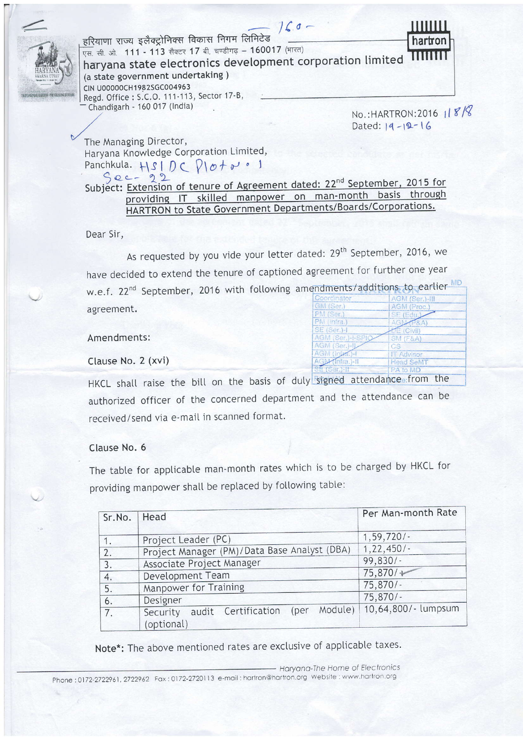हरियाणा राज्य इलैक्ट्रोनिक्स विकास निगम लिमिटेड
एस. सी. ओ. 111 - 113 सैक्टर 17 बी, चण्डीगढ़ – 160017 (भारत)

**haryana state electronics development corporation limited**

(a state government undertaking)

CIN U00000CH1982SGC004963

Regd. Office : S.C.O. 111-113, Sector 17-B, Chandigarh - 160 017 (India)

**hartron**

No.:HARTRON:2016 1818

Dated: 14-12-16

The Managing Director,
Haryana Knowledge Corporation Limited,
Panchkula. HSIDC Plot no. 1 Sec-22

**Subject: Extension of tenure of Agreement dated: 22nd September, 2015 for providing IT skilled manpower on man-month basis through HARTRON to State Government Departments/Boards/Corporations.**

Dear Sir,

As requested by you vide your letter dated: 29th September, 2016, we have decided to extend the tenure of captioned agreement for further one year w.e.f. 22nd September, 2016 with following amendments/additions to earlier agreement.

Amendments:

Clause No. 2 (xvi)

HKCL shall raise the bill on the basis of duly signed attendance from the authorized officer of the concerned department and the attendance can be received/send via e-mail in scanned format.

Clause No. 6

The table for applicable man-month rates which is to be charged by HKCL for providing manpower shall be replaced by following table:

| Sr.No. | Head | Per Man-month Rate |
|---|---|---|
| 1. | Project Leader (PC) | 1,59,720/- |
| 2. | Project Manager (PM)/Data Base Analyst (DBA) | 1,22,450/- |
| 3. | Associate Project Manager | 99,830/- |
| 4. | Development Team | 75,870/- |
| 5. | Manpower for Training | 75,870/- |
| 6. | Designer | 75,870/- |
| 7. | Security audit Certification (per Module) (optional) | 10,64,800/- lumpsum |

**Note*:** The above mentioned rates are exclusive of applicable taxes.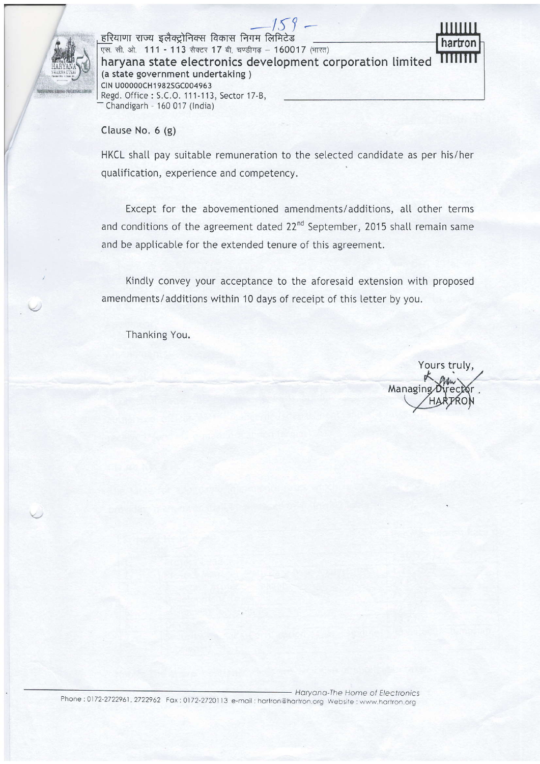हरियाणा राज्य इलैक्ट्रोनिक्स विकास निगम लिमिटेड
एस. सी. ओ. 111 - 113 सैक्टर 17 बी, चण्डीगढ़ – 160017 (भारत)

**haryana state electronics development corporation limited**
**(a state government undertaking)**
CIN U00000CH1982SGC004963
Regd. Office : S.C.O. 111-113, Sector 17-B,
Chandigarh - 160 017 (India)

Clause No. 6 (g)

HKCL shall pay suitable remuneration to the selected candidate as per his/her qualification, experience and competency.

Except for the abovementioned amendments/additions, all other terms and conditions of the agreement dated 22[nd] September, 2015 shall remain same and be applicable for the extended tenure of this agreement.

Kindly convey your acceptance to the aforesaid extension with proposed amendments/additions within 10 days of receipt of this letter by you.

Thanking You.

Yours truly,
Managing Director
HARTRON

Haryana-The Home of Electronics
Phone : 0172-2722961, 2722962 Fax : 0172-2720113 e-mail : hartron@hartron.org Website : www.hartron.org